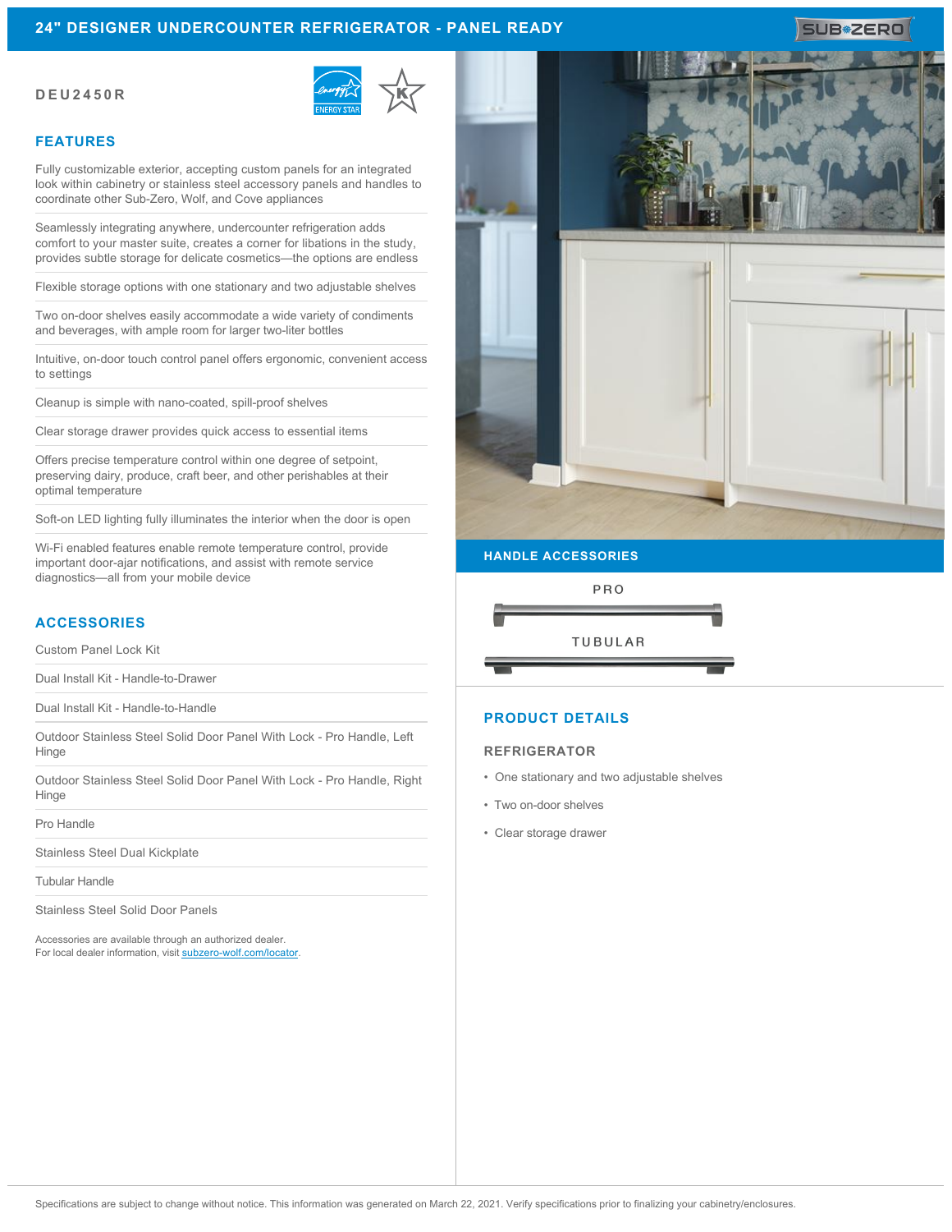# 24" DESIGNER UNDERCOUNTER REFRIGERATOR - PANEL READY

**DEU2450R**

## FEATURES

Fully customizable exterior, accepting custom panels for an integrated look within cabinetry or stainless steel accessory panels and handles to coordinate other Sub-Zero, Wolf, and Cove appliances

Seamlessly integrating anywhere, undercounter refrigeration adds comfort to your master suite, creates a corner for libations in the study, provides subtle storage for delicate cosmetics—the options are endless

Flexible storage options with one stationary and two adjustable shelves

Two on-door shelves easily accommodate a wide variety of condiments and beverages, with ample room for larger two-liter bottles

Intuitive, on-door touch control panel offers ergonomic, convenient access to settings

Cleanup is simple with nano-coated, spill-proof shelves

Clear storage drawer provides quick access to essential items

Offers precise temperature control within one degree of setpoint, preserving dairy, produce, craft beer, and other perishables at their optimal temperature

Soft-on LED lighting fully illuminates the interior when the door is open

Wi-Fi enabled features enable remote temperature control, provide important door-ajar notifications, and assist with remote service diagnostics—all from your mobile device

## ACCESSORIES

Custom Panel Lock Kit

Dual Install Kit - Handle-to-Drawer

Dual Install Kit - Handle-to-Handle

Outdoor Stainless Steel Solid Door Panel With Lock - Pro Handle, Left Hinge

Outdoor Stainless Steel Solid Door Panel With Lock - Pro Handle, Right Hinge

Pro Handle

Stainless Steel Dual Kickplate

Tubular Handle

Stainless Steel Solid Door Panels

Accessories are available through an authorized dealer.
For local dealer information, visit subzero-wolf.com/locator.

## HANDLE ACCESSORIES

PRO

TUBULAR

## PRODUCT DETAILS

### REFRIGERATOR

- One stationary and two adjustable shelves
- Two on-door shelves
- Clear storage drawer

Specifications are subject to change without notice. This information was generated on March 22, 2021. Verify specifications prior to finalizing your cabinetry/enclosures.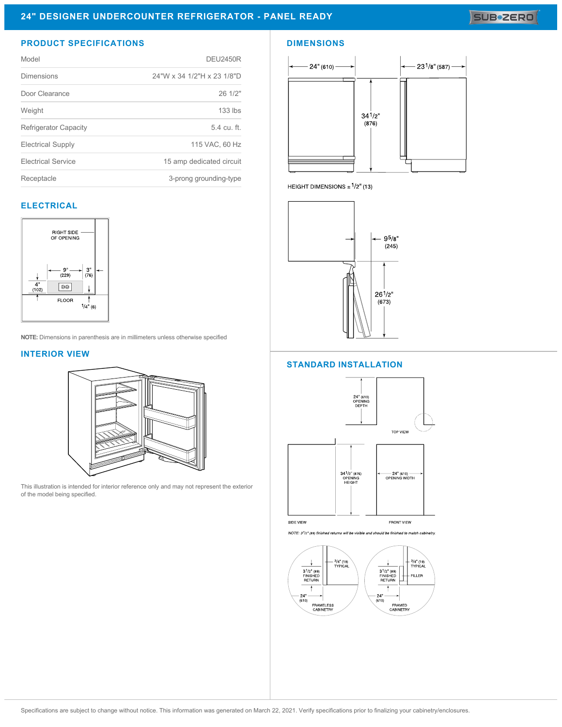# 24" DESIGNER UNDERCOUNTER REFRIGERATOR - PANEL READY

## PRODUCT SPECIFICATIONS

| | |
|---|---|
| Model | DEU2450R |
| Dimensions | 24"W x 34 1/2"H x 23 1/8"D |
| Door Clearance | 26 1/2" |
| Weight | 133 lbs |
| Refrigerator Capacity | 5.4 cu. ft. |
| Electrical Supply | 115 VAC, 60 Hz |
| Electrical Service | 15 amp dedicated circuit |
| Receptacle | 3-prong grounding-type |

## ELECTRICAL

RIGHT SIDE OF OPENING

9" (229)

3" (76)

4" (102)

FLOOR

1/4" (6)

**NOTE:** Dimensions in parenthesis are in millimeters unless otherwise specified

## INTERIOR VIEW

This illustration is intended for interior reference only and may not represent the exterior of the model being specified.

## DIMENSIONS

24" (610)

23 1/8" (587)

34 1/2" (876)

HEIGHT DIMENSIONS ± 1/2" (13)

9 5/8" (245)

26 1/2" (673)

## STANDARD INSTALLATION

24" (610) OPENING DEPTH

TOP VIEW

34 1/2" (876) OPENING HEIGHT

24" (610) OPENING WIDTH

SIDE VIEW

FRONT VIEW

*NOTE: 3 1/2" (89) finished returns will be visible and should be finished to match cabinetry.*

3/4" (19) TYPICAL

3 1/2" (89) FINISHED RETURN

24" (610)

FRAMELESS CABINETRY

3/4" (19) TYPICAL

3 1/2" (89) FINISHED RETURN

FILLER

24" (610)

FRAMED CABINETRY

Specifications are subject to change without notice. This information was generated on March 22, 2021. Verify specifications prior to finalizing your cabinetry/enclosures.